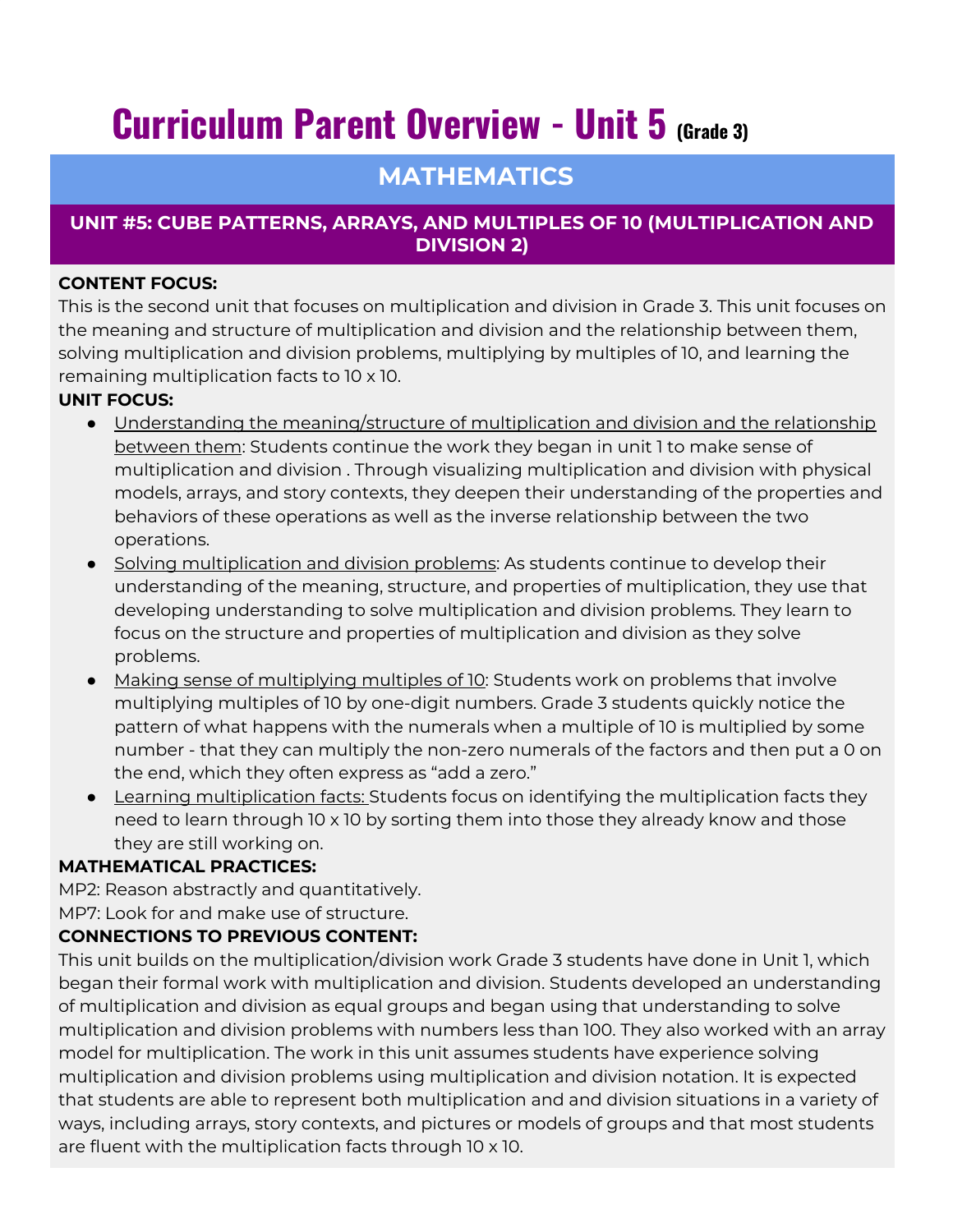# Curriculum Parent Overview - Unit 5 (Grade 3)

## MATHEMATICS

### UNIT #5: CUBE PATTERNS, ARRAYS, AND MULTIPLES OF 10 (MULTIPLICATION AND DIVISION 2)

**CONTENT FOCUS:**

This is the second unit that focuses on multiplication and division in Grade 3. This unit focuses on the meaning and structure of multiplication and division and the relationship between them, solving multiplication and division problems, multiplying by multiples of 10, and learning the remaining multiplication facts to 10 x 10.

**UNIT FOCUS:**

- Understanding the meaning/structure of multiplication and division and the relationship between them: Students continue the work they began in unit 1 to make sense of multiplication and division . Through visualizing multiplication and division with physical models, arrays, and story contexts, they deepen their understanding of the properties and behaviors of these operations as well as the inverse relationship between the two operations.
- Solving multiplication and division problems: As students continue to develop their understanding of the meaning, structure, and properties of multiplication, they use that developing understanding to solve multiplication and division problems. They learn to focus on the structure and properties of multiplication and division as they solve problems.
- Making sense of multiplying multiples of 10: Students work on problems that involve multiplying multiples of 10 by one-digit numbers. Grade 3 students quickly notice the pattern of what happens with the numerals when a multiple of 10 is multiplied by some number - that they can multiply the non-zero numerals of the factors and then put a 0 on the end, which they often express as "add a zero."
- Learning multiplication facts: Students focus on identifying the multiplication facts they need to learn through 10 x 10 by sorting them into those they already know and those they are still working on.

**MATHEMATICAL PRACTICES:**

MP2: Reason abstractly and quantitatively.

MP7: Look for and make use of structure.

**CONNECTIONS TO PREVIOUS CONTENT:**

This unit builds on the multiplication/division work Grade 3 students have done in Unit 1, which began their formal work with multiplication and division. Students developed an understanding of multiplication and division as equal groups and began using that understanding to solve multiplication and division problems with numbers less than 100. They also worked with an array model for multiplication. The work in this unit assumes students have experience solving multiplication and division problems using multiplication and division notation. It is expected that students are able to represent both multiplication and and division situations in a variety of ways, including arrays, story contexts, and pictures or models of groups and that most students are fluent with the multiplication facts through 10 x 10.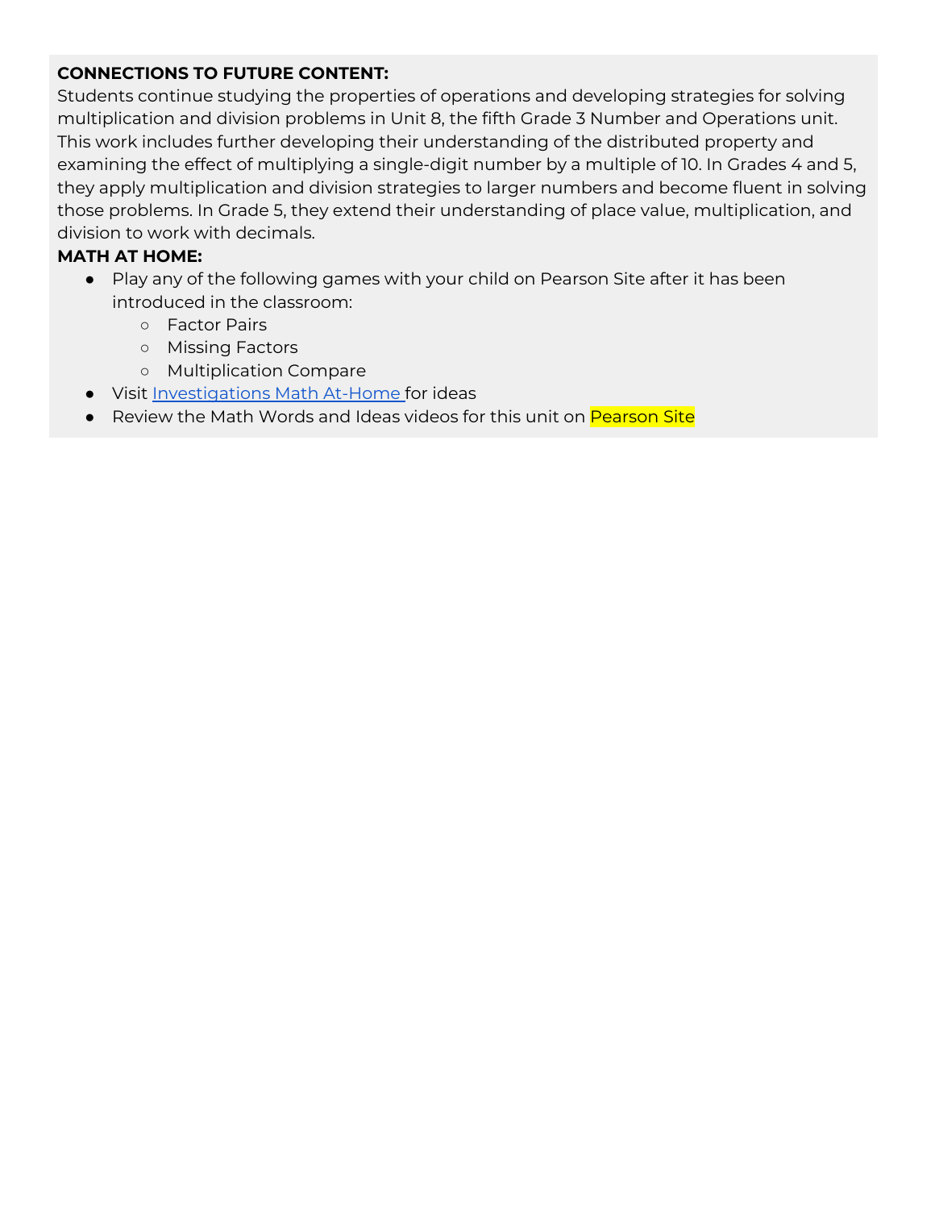**CONNECTIONS TO FUTURE CONTENT:**
Students continue studying the properties of operations and developing strategies for solving multiplication and division problems in Unit 8, the fifth Grade 3 Number and Operations unit. This work includes further developing their understanding of the distributed property and examining the effect of multiplying a single-digit number by a multiple of 10. In Grades 4 and 5, they apply multiplication and division strategies to larger numbers and become fluent in solving those problems. In Grade 5, they extend their understanding of place value, multiplication, and division to work with decimals.

**MATH AT HOME:**

- Play any of the following games with your child on Pearson Site after it has been introduced in the classroom:
    - Factor Pairs
    - Missing Factors
    - Multiplication Compare
- Visit Investigations Math At-Home for ideas
- Review the Math Words and Ideas videos for this unit on Pearson Site